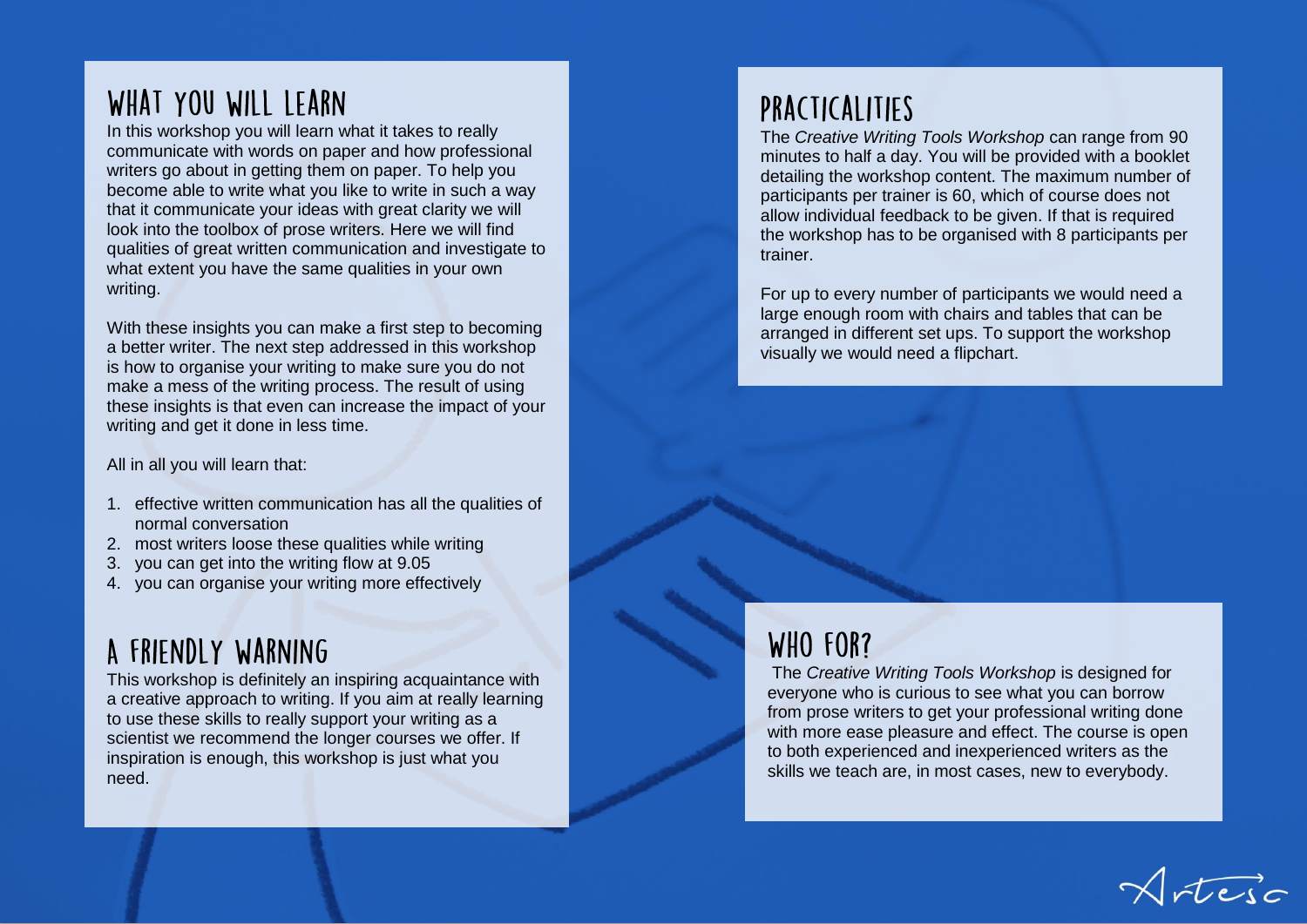## WHAT YOU WILL LEARN

In this workshop you will learn what it takes to really communicate with words on paper and how professional writers go about in getting them on paper. To help you become able to write what you like to write in such a way that it communicate your ideas with great clarity we will look into the toolbox of prose writers. Here we will find qualities of great written communication and investigate to what extent you have the same qualities in your own writing.

With these insights you can make a first step to becoming a better writer. The next step addressed in this workshop is how to organise your writing to make sure you do not make a mess of the writing process. The result of using these insights is that even can increase the impact of your writing and get it done in less time.

All in all you will learn that:

1. effective written communication has all the qualities of normal conversation
2. most writers loose these qualities while writing
3. you can get into the writing flow at 9.05
4. you can organise your writing more effectively

## A FRIENDLY WARNING

This workshop is definitely an inspiring acquaintance with a creative approach to writing. If you aim at really learning to use these skills to really support your writing as a scientist we recommend the longer courses we offer. If inspiration is enough, this workshop is just what you need.

## PRACTICALITIES

The *Creative Writing Tools Workshop* can range from 90 minutes to half a day. You will be provided with a booklet detailing the workshop content. The maximum number of participants per trainer is 60, which of course does not allow individual feedback to be given. If that is required the workshop has to be organised with 8 participants per trainer.

For up to every number of participants we would need a large enough room with chairs and tables that can be arranged in different set ups. To support the workshop visually we would need a flipchart.

## WHO FOR?

The *Creative Writing Tools Workshop* is designed for everyone who is curious to see what you can borrow from prose writers to get your professional writing done with more ease pleasure and effect. The course is open to both experienced and inexperienced writers as the skills we teach are, in most cases, new to everybody.

Artesc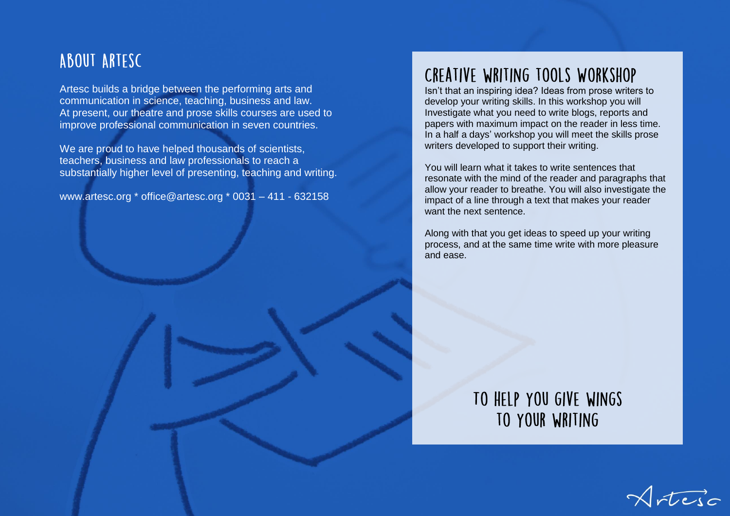## About Artesc

Artesc builds a bridge between the performing arts and communication in science, teaching, business and law. At present, our theatre and prose skills courses are used to improve professional communication in seven countries.

We are proud to have helped thousands of scientists, teachers, business and law professionals to reach a substantially higher level of presenting, teaching and writing.

www.artesc.org * office@artesc.org * 0031 – 411 - 632158

## Creative Writing Tools Workshop

Isn't that an inspiring idea? Ideas from prose writers to develop your writing skills. In this workshop you will Investigate what you need to write blogs, reports and papers with maximum impact on the reader in less time. In a half a days' workshop you will meet the skills prose writers developed to support their writing.

You will learn what it takes to write sentences that resonate with the mind of the reader and paragraphs that allow your reader to breathe. You will also investigate the impact of a line through a text that makes your reader want the next sentence.

Along with that you get ideas to speed up your writing process, and at the same time write with more pleasure and ease.

### To help you give wings to your writing

Artesc